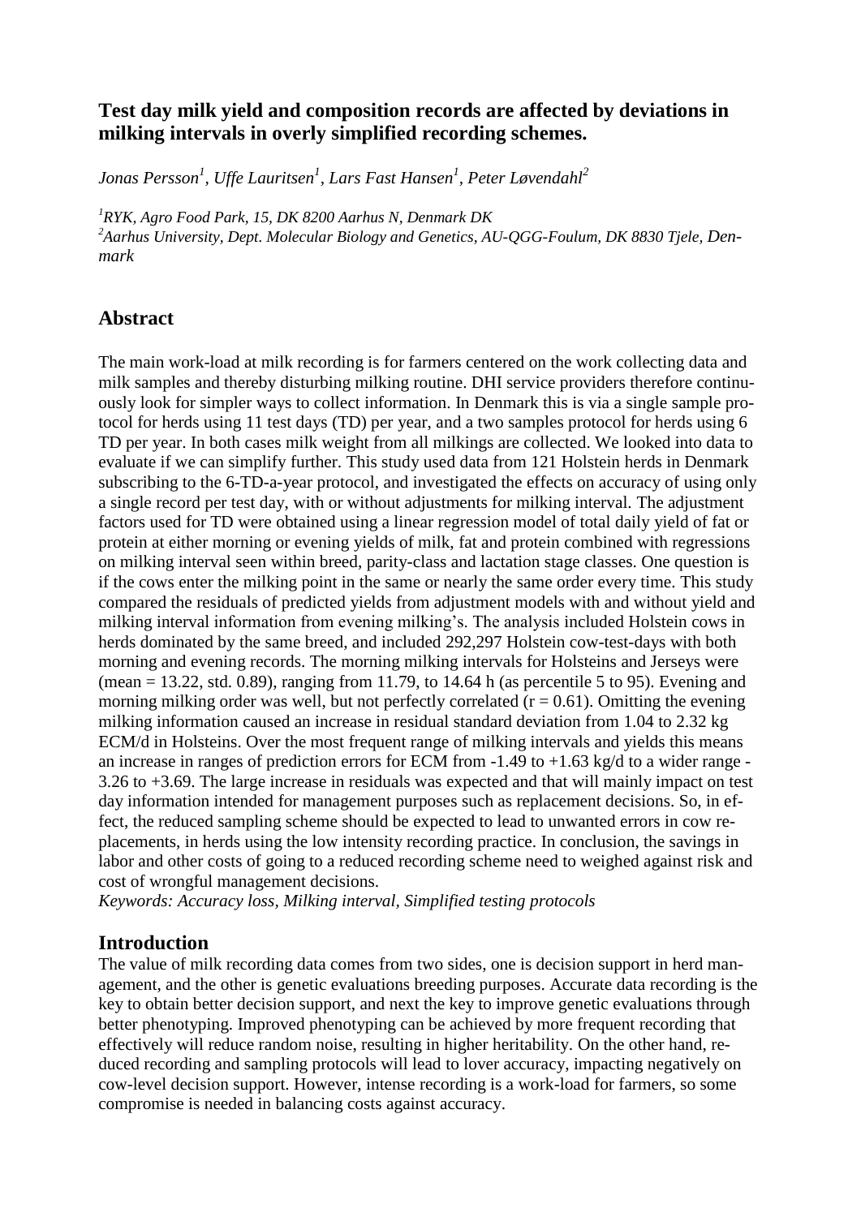## Test day milk yield and composition records are affected by deviations in milking intervals in overly simplified recording schemes.

*Jonas Persson[1], Uffe Lauritsen[1], Lars Fast Hansen[1], Peter Løvendahl[2]*

*[1]RYK, Agro Food Park, 15, DK 8200 Aarhus N, Denmark DK*
*[2]Aarhus University, Dept. Molecular Biology and Genetics, AU-QGG-Foulum, DK 8830 Tjele, Denmark*

## Abstract

The main work-load at milk recording is for farmers centered on the work collecting data and milk samples and thereby disturbing milking routine. DHI service providers therefore continuously look for simpler ways to collect information. In Denmark this is via a single sample protocol for herds using 11 test days (TD) per year, and a two samples protocol for herds using 6 TD per year. In both cases milk weight from all milkings are collected. We looked into data to evaluate if we can simplify further. This study used data from 121 Holstein herds in Denmark subscribing to the 6-TD-a-year protocol, and investigated the effects on accuracy of using only a single record per test day, with or without adjustments for milking interval. The adjustment factors used for TD were obtained using a linear regression model of total daily yield of fat or protein at either morning or evening yields of milk, fat and protein combined with regressions on milking interval seen within breed, parity-class and lactation stage classes. One question is if the cows enter the milking point in the same or nearly the same order every time. This study compared the residuals of predicted yields from adjustment models with and without yield and milking interval information from evening milking's. The analysis included Holstein cows in herds dominated by the same breed, and included 292,297 Holstein cow-test-days with both morning and evening records. The morning milking intervals for Holsteins and Jerseys were (mean = 13.22, std. 0.89), ranging from 11.79, to 14.64 h (as percentile 5 to 95). Evening and morning milking order was well, but not perfectly correlated ($r = 0.61$). Omitting the evening milking information caused an increase in residual standard deviation from 1.04 to 2.32 kg ECM/d in Holsteins. Over the most frequent range of milking intervals and yields this means an increase in ranges of prediction errors for ECM from -1.49 to +1.63 kg/d to a wider range -3.26 to +3.69. The large increase in residuals was expected and that will mainly impact on test day information intended for management purposes such as replacement decisions. So, in effect, the reduced sampling scheme should be expected to lead to unwanted errors in cow replacements, in herds using the low intensity recording practice. In conclusion, the savings in labor and other costs of going to a reduced recording scheme need to weighed against risk and cost of wrongful management decisions.

*Keywords: Accuracy loss, Milking interval, Simplified testing protocols*

## Introduction

The value of milk recording data comes from two sides, one is decision support in herd management, and the other is genetic evaluations breeding purposes. Accurate data recording is the key to obtain better decision support, and next the key to improve genetic evaluations through better phenotyping. Improved phenotyping can be achieved by more frequent recording that effectively will reduce random noise, resulting in higher heritability. On the other hand, reduced recording and sampling protocols will lead to lover accuracy, impacting negatively on cow-level decision support. However, intense recording is a work-load for farmers, so some compromise is needed in balancing costs against accuracy.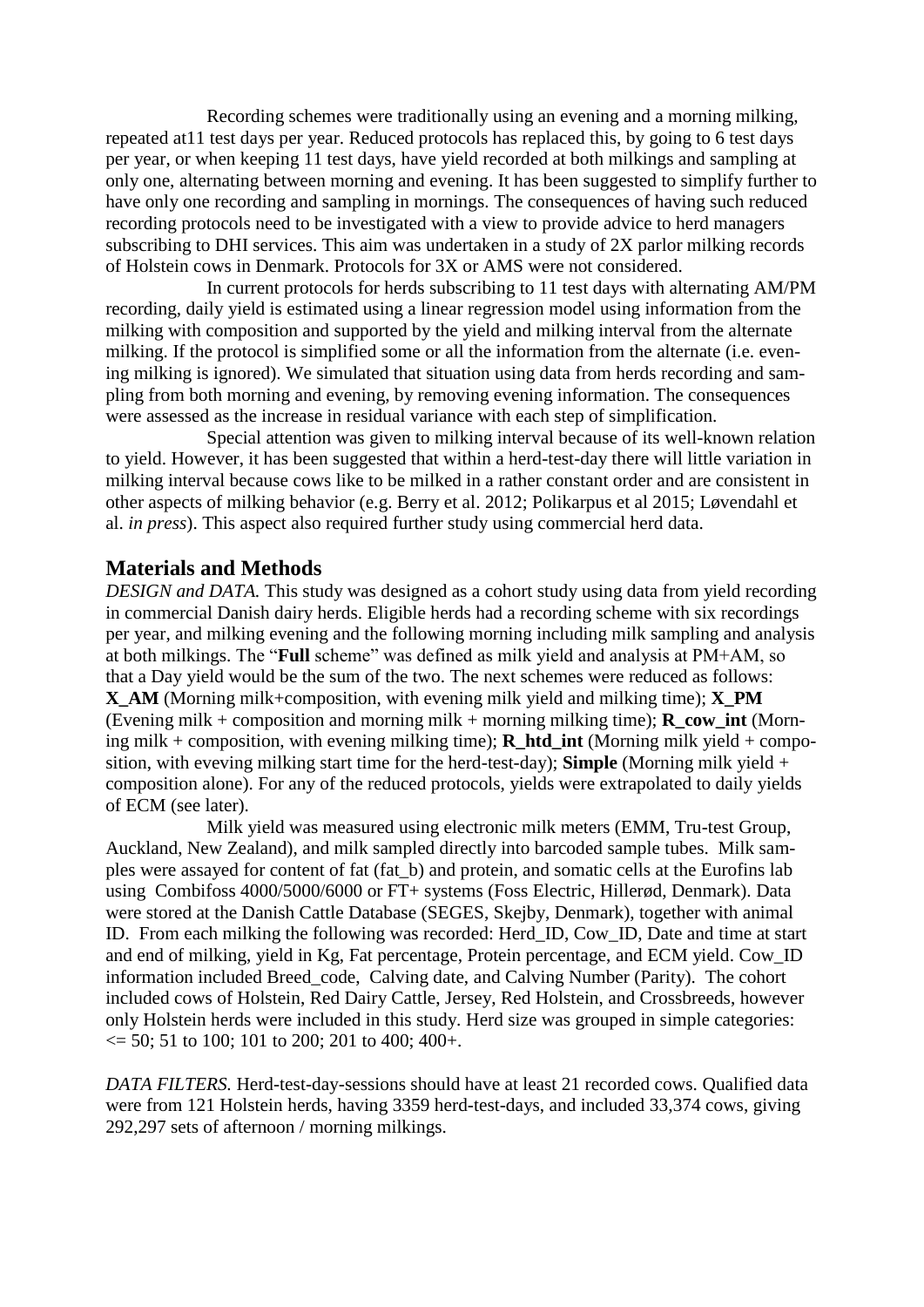Recording schemes were traditionally using an evening and a morning milking, repeated at11 test days per year. Reduced protocols has replaced this, by going to 6 test days per year, or when keeping 11 test days, have yield recorded at both milkings and sampling at only one, alternating between morning and evening. It has been suggested to simplify further to have only one recording and sampling in mornings. The consequences of having such reduced recording protocols need to be investigated with a view to provide advice to herd managers subscribing to DHI services. This aim was undertaken in a study of 2X parlor milking records of Holstein cows in Denmark. Protocols for 3X or AMS were not considered.

In current protocols for herds subscribing to 11 test days with alternating AM/PM recording, daily yield is estimated using a linear regression model using information from the milking with composition and supported by the yield and milking interval from the alternate milking. If the protocol is simplified some or all the information from the alternate (i.e. evening milking is ignored). We simulated that situation using data from herds recording and sampling from both morning and evening, by removing evening information. The consequences were assessed as the increase in residual variance with each step of simplification.

Special attention was given to milking interval because of its well-known relation to yield. However, it has been suggested that within a herd-test-day there will little variation in milking interval because cows like to be milked in a rather constant order and are consistent in other aspects of milking behavior (e.g. Berry et al. 2012; Polikarpus et al 2015; Løvendahl et al. *in press*). This aspect also required further study using commercial herd data.

## Materials and Methods

*DESIGN and DATA.* This study was designed as a cohort study using data from yield recording in commercial Danish dairy herds. Eligible herds had a recording scheme with six recordings per year, and milking evening and the following morning including milk sampling and analysis at both milkings. The "**Full** scheme" was defined as milk yield and analysis at PM+AM, so that a Day yield would be the sum of the two. The next schemes were reduced as follows: **X_AM** (Morning milk+composition, with evening milk yield and milking time); **X_PM** (Evening milk + composition and morning milk + morning milking time); **R_cow_int** (Morning milk + composition, with evening milking time); **R_htd_int** (Morning milk yield + composition, with eveving milking start time for the herd-test-day); **Simple** (Morning milk yield + composition alone). For any of the reduced protocols, yields were extrapolated to daily yields of ECM (see later).

Milk yield was measured using electronic milk meters (EMM, Tru-test Group, Auckland, New Zealand), and milk sampled directly into barcoded sample tubes. Milk samples were assayed for content of fat (fat_b) and protein, and somatic cells at the Eurofins lab using Combifoss 4000/5000/6000 or FT+ systems (Foss Electric, Hillerød, Denmark). Data were stored at the Danish Cattle Database (SEGES, Skejby, Denmark), together with animal ID. From each milking the following was recorded: Herd_ID, Cow_ID, Date and time at start and end of milking, yield in Kg, Fat percentage, Protein percentage, and ECM yield. Cow_ID information included Breed_code, Calving date, and Calving Number (Parity). The cohort included cows of Holstein, Red Dairy Cattle, Jersey, Red Holstein, and Crossbreeds, however only Holstein herds were included in this study. Herd size was grouped in simple categories: <= 50; 51 to 100; 101 to 200; 201 to 400; 400+.

*DATA FILTERS.* Herd-test-day-sessions should have at least 21 recorded cows. Qualified data were from 121 Holstein herds, having 3359 herd-test-days, and included 33,374 cows, giving 292,297 sets of afternoon / morning milkings.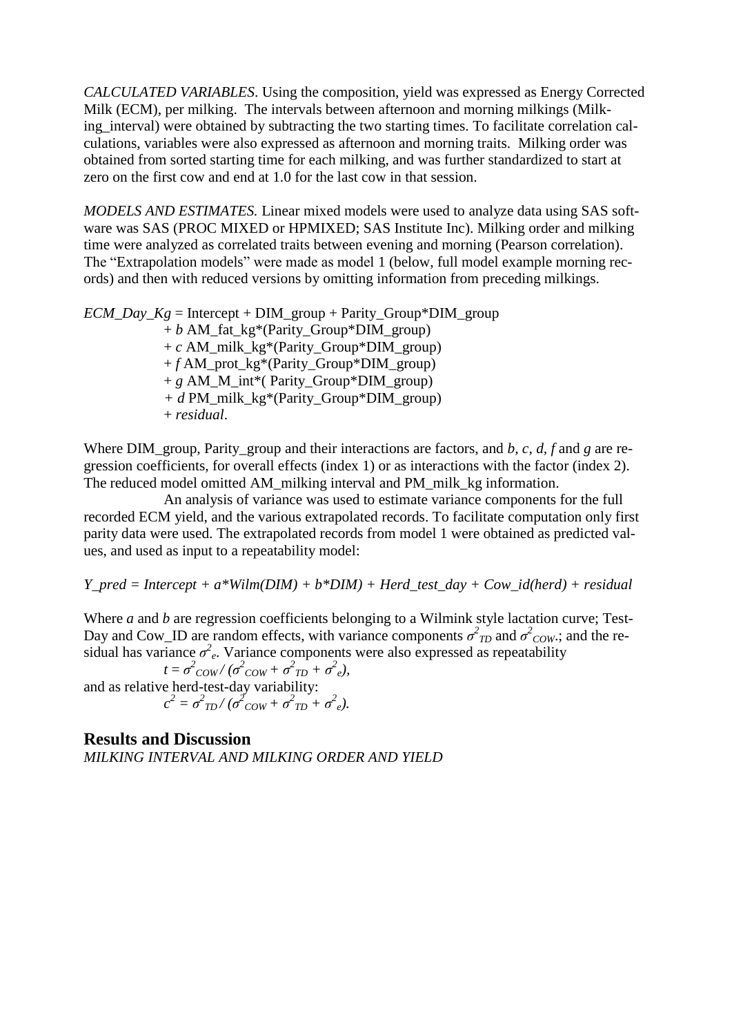*CALCULATED VARIABLES*. Using the composition, yield was expressed as Energy Corrected Milk (ECM), per milking. The intervals between afternoon and morning milkings (Milking_interval) were obtained by subtracting the two starting times. To facilitate correlation calculations, variables were also expressed as afternoon and morning traits. Milking order was obtained from sorted starting time for each milking, and was further standardized to start at zero on the first cow and end at 1.0 for the last cow in that session.

*MODELS AND ESTIMATES.* Linear mixed models were used to analyze data using SAS software was SAS (PROC MIXED or HPMIXED; SAS Institute Inc). Milking order and milking time were analyzed as correlated traits between evening and morning (Pearson correlation). The "Extrapolation models" were made as model 1 (below, full model example morning records) and then with reduced versions by omitting information from preceding milkings.

*ECM_Day_Kg* = Intercept + DIM_group + Parity_Group*DIM_group
+ *b* AM_fat_kg*(Parity_Group*DIM_group)
+ *c* AM_milk_kg*(Parity_Group*DIM_group)
+ *f* AM_prot_kg*(Parity_Group*DIM_group)
+ *g* AM_M_int*( Parity_Group*DIM_group)
+ *d* PM_milk_kg*(Parity_Group*DIM_group)
+ *residual*.

Where DIM_group, Parity_group and their interactions are factors, and *b, c, d, f* and *g* are regression coefficients, for overall effects (index 1) or as interactions with the factor (index 2). The reduced model omitted AM_milking interval and PM_milk_kg information.

An analysis of variance was used to estimate variance components for the full recorded ECM yield, and the various extrapolated records. To facilitate computation only first parity data were used. The extrapolated records from model 1 were obtained as predicted values, and used as input to a repeatability model:

*Y_pred = Intercept + a*Wilm(DIM) + b*DIM) + Herd_test_day + Cow_id(herd) + residual*

Where *a* and *b* are regression coefficients belonging to a Wilmink style lactation curve; Test-Day and Cow_ID are random effects, with variance components $\sigma^2_{TD}$ and $\sigma^2_{COW}$.; and the residual has variance $\sigma^2_e$. Variance components were also expressed as repeatability

$$t = \sigma^2_{COW} / (\sigma^2_{COW} + \sigma^2_{TD} + \sigma^2_e),$$

and as relative herd-test-day variability:

$$c^2 = \sigma^2_{TD} / (\sigma^2_{COW} + \sigma^2_{TD} + \sigma^2_e).$$

## Results and Discussion

*MILKING INTERVAL AND MILKING ORDER AND YIELD*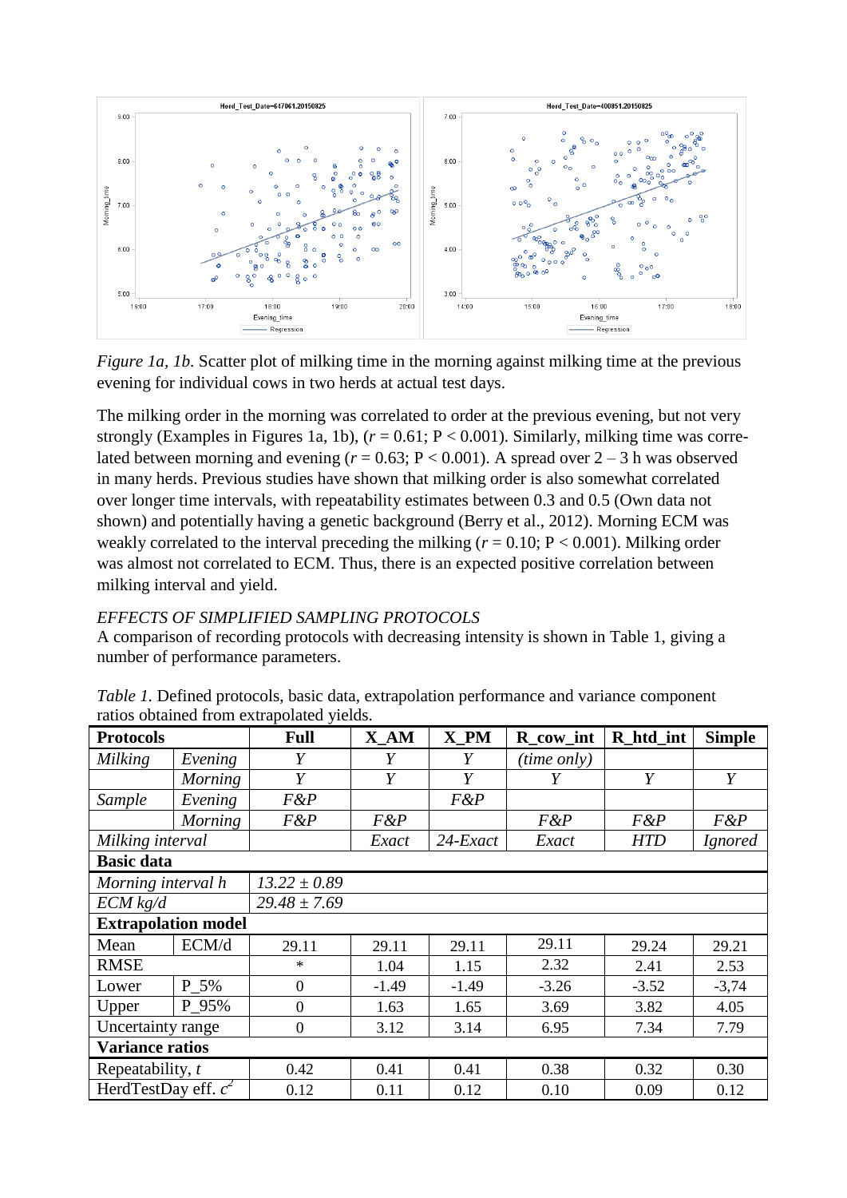*Figure 1a, 1b.* Scatter plot of milking time in the morning against milking time at the previous evening for individual cows in two herds at actual test days.

The milking order in the morning was correlated to order at the previous evening, but not very strongly (Examples in Figures 1a, 1b), ($r = 0.61$; $P < 0.001$). Similarly, milking time was correlated between morning and evening ($r = 0.63$; $P < 0.001$). A spread over 2 – 3 h was observed in many herds. Previous studies have shown that milking order is also somewhat correlated over longer time intervals, with repeatability estimates between 0.3 and 0.5 (Own data not shown) and potentially having a genetic background (Berry et al., 2012). Morning ECM was weakly correlated to the interval preceding the milking ($r = 0.10$; $P < 0.001$). Milking order was almost not correlated to ECM. Thus, there is an expected positive correlation between milking interval and yield.

*EFFECTS OF SIMPLIFIED SAMPLING PROTOCOLS*

A comparison of recording protocols with decreasing intensity is shown in Table 1, giving a number of performance parameters.

*Table 1.* Defined protocols, basic data, extrapolation performance and variance component ratios obtained from extrapolated yields.

| **Protocols** | | **Full** | **X_AM** | **X_PM** | **R_cow_int** | **R_htd_int** | **Simple** |
|---|---|---|---|---|---|---|---|
| *Milking* | *Evening* | *Y* | *Y* | *Y* | *(time only)* | | |
| | *Morning* | *Y* | *Y* | *Y* | *Y* | *Y* | *Y* |
| *Sample* | *Evening* | *F&P* | | *F&P* | | | |
| | *Morning* | *F&P* | *F&P* | | *F&P* | *F&P* | *F&P* |
| *Milking interval* | | | *Exact* | *24-Exact* | *Exact* | *HTD* | *Ignored* |
| **Basic data** | | | | | | | |
| *Morning interval h* | | *13.22 ± 0.89* | | | | | |
| *ECM kg/d* | | *29.48 ± 7.69* | | | | | |
| **Extrapolation model** | | | | | | | |
| Mean | ECM/d | 29.11 | 29.11 | 29.11 | 29.11 | 29.24 | 29.21 |
| RMSE | | * | 1.04 | 1.15 | 2.32 | 2.41 | 2.53 |
| Lower | P_5% | 0 | -1.49 | -1.49 | -3.26 | -3.52 | -3,74 |
| Upper | P_95% | 0 | 1.63 | 1.65 | 3.69 | 3.82 | 4.05 |
| Uncertainty range | | 0 | 3.12 | 3.14 | 6.95 | 7.34 | 7.79 |
| **Variance ratios** | | | | | | | |
| Repeatability, $t$ | | 0.42 | 0.41 | 0.41 | 0.38 | 0.32 | 0.30 |
| HerdTestDay eff. $c^2$ | | 0.12 | 0.11 | 0.12 | 0.10 | 0.09 | 0.12 |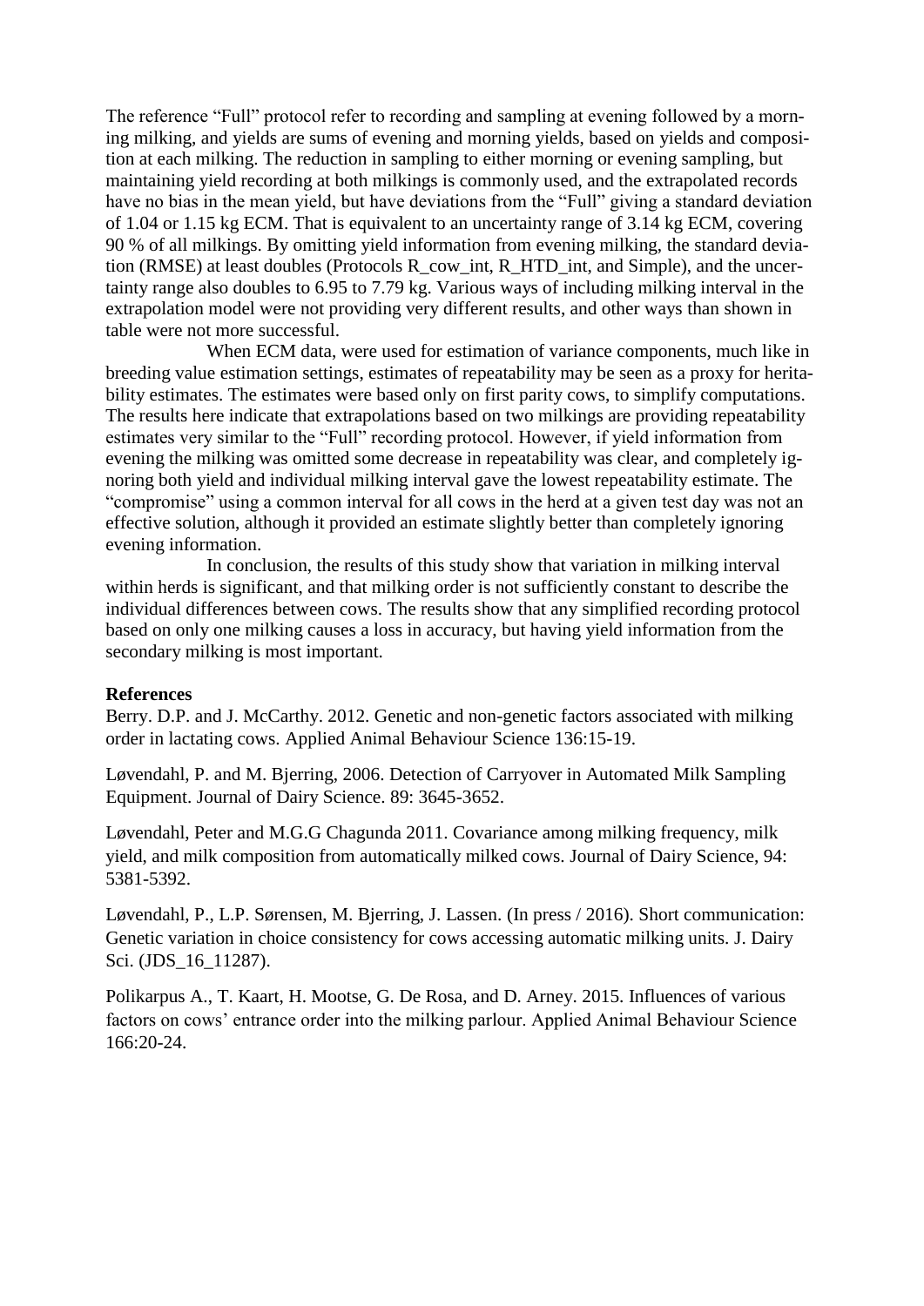The reference "Full" protocol refer to recording and sampling at evening followed by a morning milking, and yields are sums of evening and morning yields, based on yields and composition at each milking. The reduction in sampling to either morning or evening sampling, but maintaining yield recording at both milkings is commonly used, and the extrapolated records have no bias in the mean yield, but have deviations from the "Full" giving a standard deviation of 1.04 or 1.15 kg ECM. That is equivalent to an uncertainty range of 3.14 kg ECM, covering 90 % of all milkings. By omitting yield information from evening milking, the standard deviation (RMSE) at least doubles (Protocols R_cow_int, R_HTD_int, and Simple), and the uncertainty range also doubles to 6.95 to 7.79 kg. Various ways of including milking interval in the extrapolation model were not providing very different results, and other ways than shown in table were not more successful.

When ECM data, were used for estimation of variance components, much like in breeding value estimation settings, estimates of repeatability may be seen as a proxy for heritability estimates. The estimates were based only on first parity cows, to simplify computations. The results here indicate that extrapolations based on two milkings are providing repeatability estimates very similar to the "Full" recording protocol. However, if yield information from evening the milking was omitted some decrease in repeatability was clear, and completely ignoring both yield and individual milking interval gave the lowest repeatability estimate. The "compromise" using a common interval for all cows in the herd at a given test day was not an effective solution, although it provided an estimate slightly better than completely ignoring evening information.

In conclusion, the results of this study show that variation in milking interval within herds is significant, and that milking order is not sufficiently constant to describe the individual differences between cows. The results show that any simplified recording protocol based on only one milking causes a loss in accuracy, but having yield information from the secondary milking is most important.

**References**

Berry. D.P. and J. McCarthy. 2012. Genetic and non-genetic factors associated with milking order in lactating cows. Applied Animal Behaviour Science 136:15-19.

Løvendahl, P. and M. Bjerring, 2006. Detection of Carryover in Automated Milk Sampling Equipment. Journal of Dairy Science. 89: 3645-3652.

Løvendahl, Peter and M.G.G Chagunda 2011. Covariance among milking frequency, milk yield, and milk composition from automatically milked cows. Journal of Dairy Science, 94: 5381-5392.

Løvendahl, P., L.P. Sørensen, M. Bjerring, J. Lassen. (In press / 2016). Short communication: Genetic variation in choice consistency for cows accessing automatic milking units. J. Dairy Sci. (JDS_16_11287).

Polikarpus A., T. Kaart, H. Mootse, G. De Rosa, and D. Arney. 2015. Influences of various factors on cows' entrance order into the milking parlour. Applied Animal Behaviour Science 166:20-24.